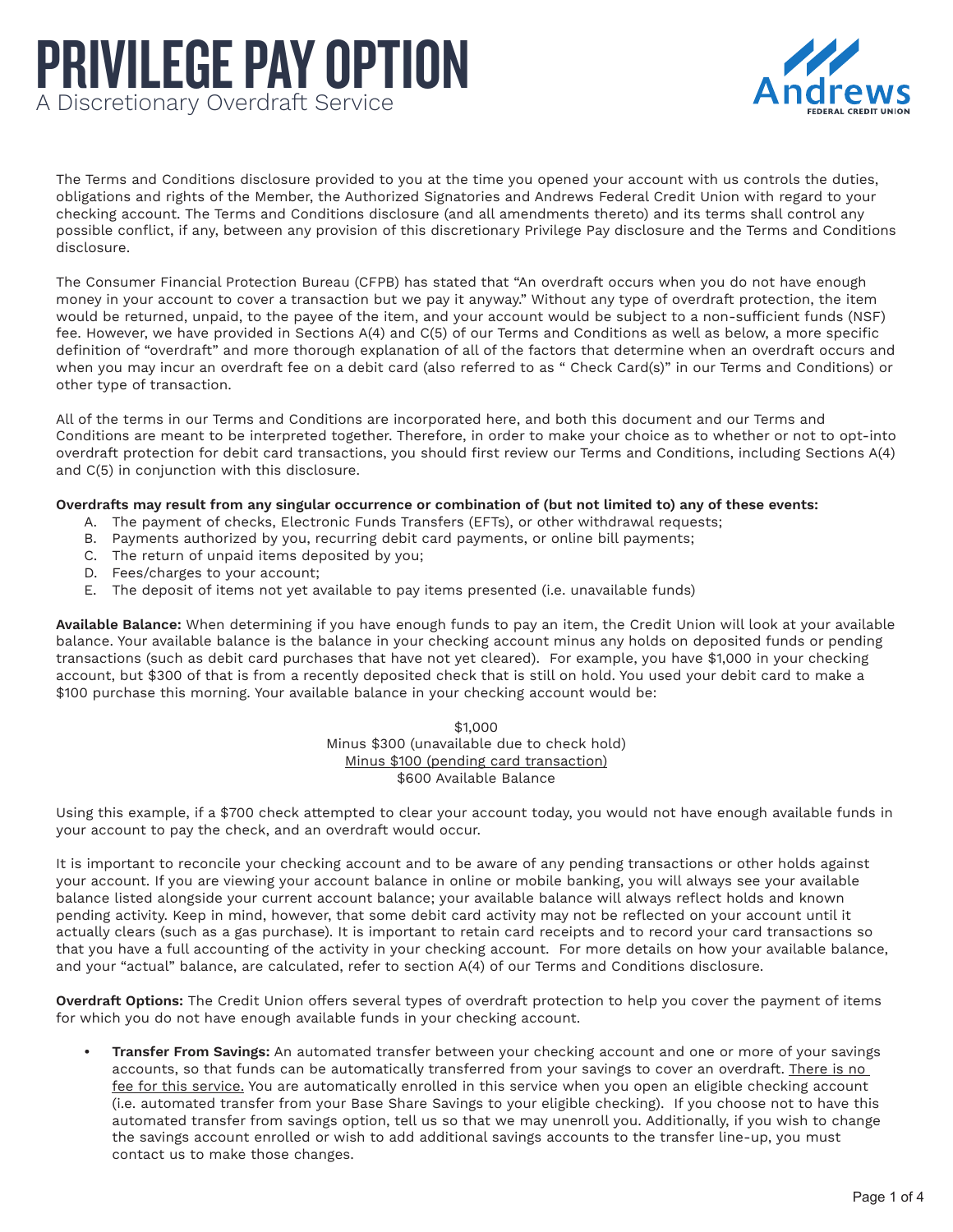# PRIVILEGE PAY OPTION

A Discretionary Overdraft Service

Andrews
FEDERAL CREDIT UNION

The Terms and Conditions disclosure provided to you at the time you opened your account with us controls the duties, obligations and rights of the Member, the Authorized Signatories and Andrews Federal Credit Union with regard to your checking account. The Terms and Conditions disclosure (and all amendments thereto) and its terms shall control any possible conflict, if any, between any provision of this discretionary Privilege Pay disclosure and the Terms and Conditions disclosure.

The Consumer Financial Protection Bureau (CFPB) has stated that "An overdraft occurs when you do not have enough money in your account to cover a transaction but we pay it anyway." Without any type of overdraft protection, the item would be returned, unpaid, to the payee of the item, and your account would be subject to a non-sufficient funds (NSF) fee. However, we have provided in Sections A(4) and C(5) of our Terms and Conditions as well as below, a more specific definition of "overdraft" and more thorough explanation of all of the factors that determine when an overdraft occurs and when you may incur an overdraft fee on a debit card (also referred to as " Check Card(s)" in our Terms and Conditions) or other type of transaction.

All of the terms in our Terms and Conditions are incorporated here, and both this document and our Terms and Conditions are meant to be interpreted together. Therefore, in order to make your choice as to whether or not to opt-into overdraft protection for debit card transactions, you should first review our Terms and Conditions, including Sections A(4) and C(5) in conjunction with this disclosure.

**Overdrafts may result from any singular occurrence or combination of (but not limited to) any of these events:**

A. The payment of checks, Electronic Funds Transfers (EFTs), or other withdrawal requests;
B. Payments authorized by you, recurring debit card payments, or online bill payments;
C. The return of unpaid items deposited by you;
D. Fees/charges to your account;
E. The deposit of items not yet available to pay items presented (i.e. unavailable funds)

**Available Balance:** When determining if you have enough funds to pay an item, the Credit Union will look at your available balance. Your available balance is the balance in your checking account minus any holds on deposited funds or pending transactions (such as debit card purchases that have not yet cleared). For example, you have $1,000 in your checking account, but $300 of that is from a recently deposited check that is still on hold. You used your debit card to make a $100 purchase this morning. Your available balance in your checking account would be:

$1,000
Minus $300 (unavailable due to check hold)
<u>Minus $100 (pending card transaction)</u>
$600 Available Balance

Using this example, if a $700 check attempted to clear your account today, you would not have enough available funds in your account to pay the check, and an overdraft would occur.

It is important to reconcile your checking account and to be aware of any pending transactions or other holds against your account. If you are viewing your account balance in online or mobile banking, you will always see your available balance listed alongside your current account balance; your available balance will always reflect holds and known pending activity. Keep in mind, however, that some debit card activity may not be reflected on your account until it actually clears (such as a gas purchase). It is important to retain card receipts and to record your card transactions so that you have a full accounting of the activity in your checking account. For more details on how your available balance, and your "actual" balance, are calculated, refer to section A(4) of our Terms and Conditions disclosure.

**Overdraft Options:** The Credit Union offers several types of overdraft protection to help you cover the payment of items for which you do not have enough available funds in your checking account.

- **Transfer From Savings:** An automated transfer between your checking account and one or more of your savings accounts, so that funds can be automatically transferred from your savings to cover an overdraft. <u>There is no fee for this service.</u> You are automatically enrolled in this service when you open an eligible checking account (i.e. automated transfer from your Base Share Savings to your eligible checking). If you choose not to have this automated transfer from savings option, tell us so that we may unenroll you. Additionally, if you wish to change the savings account enrolled or wish to add additional savings accounts to the transfer line-up, you must contact us to make those changes.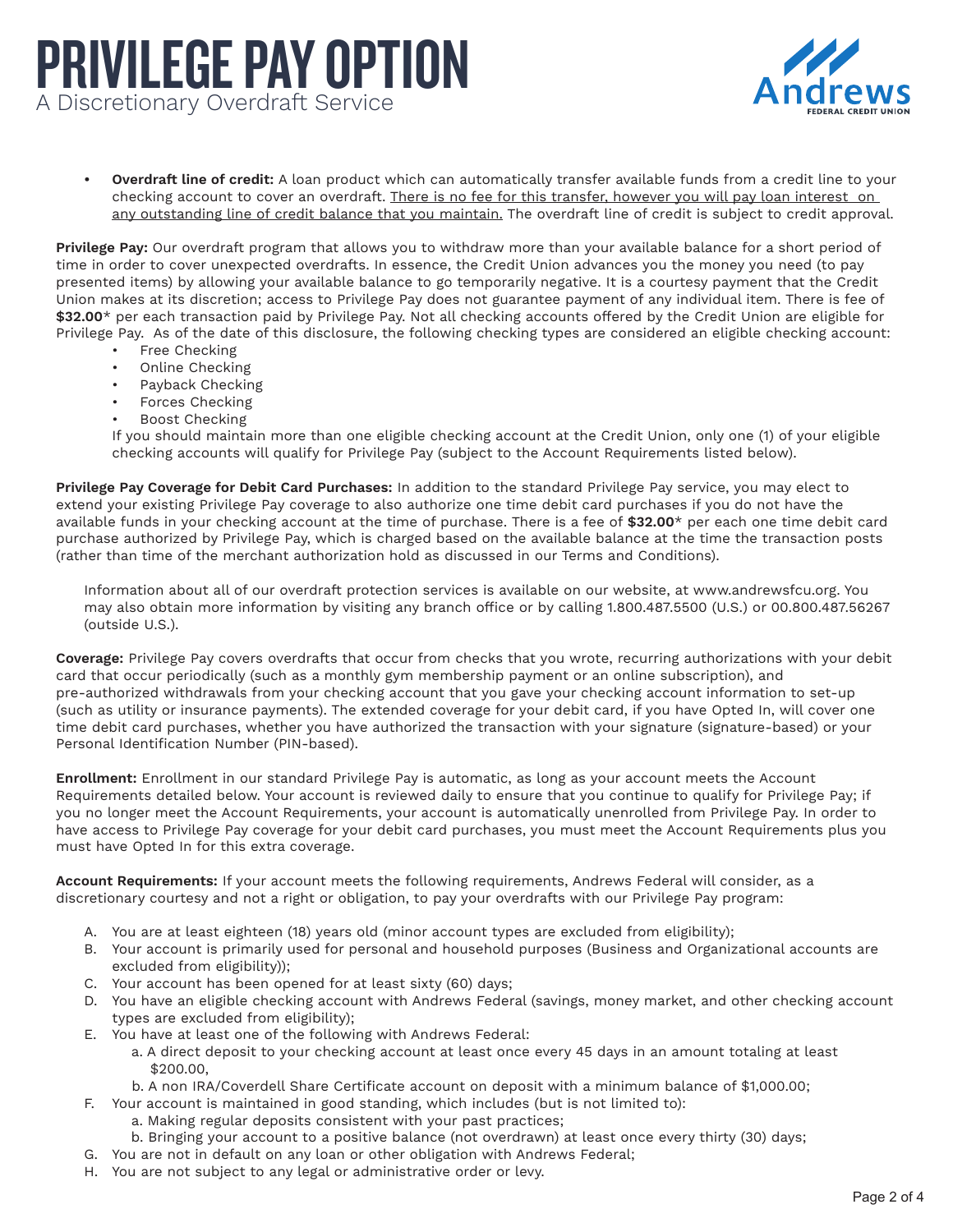# PRIVILEGE PAY OPTION

A Discretionary Overdraft Service

- **Overdraft line of credit:** A loan product which can automatically transfer available funds from a credit line to your checking account to cover an overdraft. There is no fee for this transfer, however you will pay loan interest on any outstanding line of credit balance that you maintain. The overdraft line of credit is subject to credit approval.

**Privilege Pay:** Our overdraft program that allows you to withdraw more than your available balance for a short period of time in order to cover unexpected overdrafts. In essence, the Credit Union advances you the money you need (to pay presented items) by allowing your available balance to go temporarily negative. It is a courtesy payment that the Credit Union makes at its discretion; access to Privilege Pay does not guarantee payment of any individual item. There is fee of **$32.00*** per each transaction paid by Privilege Pay. Not all checking accounts offered by the Credit Union are eligible for Privilege Pay. As of the date of this disclosure, the following checking types are considered an eligible checking account:

- Free Checking
- Online Checking
- Payback Checking
- Forces Checking
- Boost Checking

If you should maintain more than one eligible checking account at the Credit Union, only one (1) of your eligible checking accounts will qualify for Privilege Pay (subject to the Account Requirements listed below).

**Privilege Pay Coverage for Debit Card Purchases:** In addition to the standard Privilege Pay service, you may elect to extend your existing Privilege Pay coverage to also authorize one time debit card purchases if you do not have the available funds in your checking account at the time of purchase. There is a fee of **$32.00*** per each one time debit card purchase authorized by Privilege Pay, which is charged based on the available balance at the time the transaction posts (rather than time of the merchant authorization hold as discussed in our Terms and Conditions).

Information about all of our overdraft protection services is available on our website, at www.andrewsfcu.org. You may also obtain more information by visiting any branch office or by calling 1.800.487.5500 (U.S.) or 00.800.487.56267 (outside U.S.).

**Coverage:** Privilege Pay covers overdrafts that occur from checks that you wrote, recurring authorizations with your debit card that occur periodically (such as a monthly gym membership payment or an online subscription), and pre-authorized withdrawals from your checking account that you gave your checking account information to set-up (such as utility or insurance payments). The extended coverage for your debit card, if you have Opted In, will cover one time debit card purchases, whether you have authorized the transaction with your signature (signature-based) or your Personal Identification Number (PIN-based).

**Enrollment:** Enrollment in our standard Privilege Pay is automatic, as long as your account meets the Account Requirements detailed below. Your account is reviewed daily to ensure that you continue to qualify for Privilege Pay; if you no longer meet the Account Requirements, your account is automatically unenrolled from Privilege Pay. In order to have access to Privilege Pay coverage for your debit card purchases, you must meet the Account Requirements plus you must have Opted In for this extra coverage.

**Account Requirements:** If your account meets the following requirements, Andrews Federal will consider, as a discretionary courtesy and not a right or obligation, to pay your overdrafts with our Privilege Pay program:

A. You are at least eighteen (18) years old (minor account types are excluded from eligibility);
B. Your account is primarily used for personal and household purposes (Business and Organizational accounts are excluded from eligibility));
C. Your account has been opened for at least sixty (60) days;
D. You have an eligible checking account with Andrews Federal (savings, money market, and other checking account types are excluded from eligibility);
E. You have at least one of the following with Andrews Federal:
   a. A direct deposit to your checking account at least once every 45 days in an amount totaling at least $200.00,
   b. A non IRA/Coverdell Share Certificate account on deposit with a minimum balance of $1,000.00;
F. Your account is maintained in good standing, which includes (but is not limited to):
   a. Making regular deposits consistent with your past practices;
   b. Bringing your account to a positive balance (not overdrawn) at least once every thirty (30) days;
G. You are not in default on any loan or other obligation with Andrews Federal;
H. You are not subject to any legal or administrative order or levy.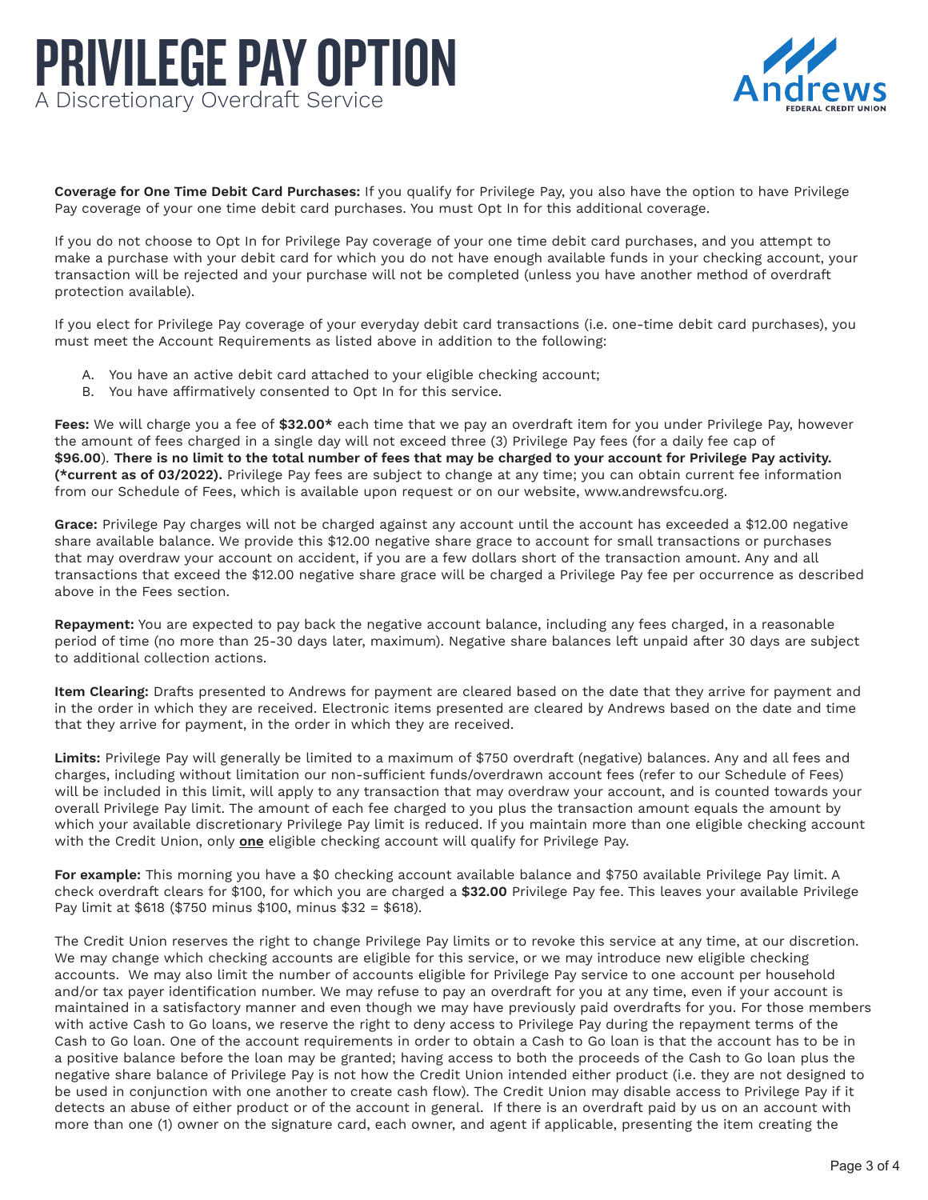# PRIVILEGE PAY OPTION

A Discretionary Overdraft Service

**Coverage for One Time Debit Card Purchases:** If you qualify for Privilege Pay, you also have the option to have Privilege Pay coverage of your one time debit card purchases. You must Opt In for this additional coverage.

If you do not choose to Opt In for Privilege Pay coverage of your one time debit card purchases, and you attempt to make a purchase with your debit card for which you do not have enough available funds in your checking account, your transaction will be rejected and your purchase will not be completed (unless you have another method of overdraft protection available).

If you elect for Privilege Pay coverage of your everyday debit card transactions (i.e. one-time debit card purchases), you must meet the Account Requirements as listed above in addition to the following:

A. You have an active debit card attached to your eligible checking account;
B. You have affirmatively consented to Opt In for this service.

**Fees:** We will charge you a fee of **$32.00*** each time that we pay an overdraft item for you under Privilege Pay, however the amount of fees charged in a single day will not exceed three (3) Privilege Pay fees (for a daily fee cap of **$96.00**). **There is no limit to the total number of fees that may be charged to your account for Privilege Pay activity. (*current as of 03/2022).** Privilege Pay fees are subject to change at any time; you can obtain current fee information from our Schedule of Fees, which is available upon request or on our website, www.andrewsfcu.org.

**Grace:** Privilege Pay charges will not be charged against any account until the account has exceeded a $12.00 negative share available balance. We provide this $12.00 negative share grace to account for small transactions or purchases that may overdraw your account on accident, if you are a few dollars short of the transaction amount. Any and all transactions that exceed the $12.00 negative share grace will be charged a Privilege Pay fee per occurrence as described above in the Fees section.

**Repayment:** You are expected to pay back the negative account balance, including any fees charged, in a reasonable period of time (no more than 25-30 days later, maximum). Negative share balances left unpaid after 30 days are subject to additional collection actions.

**Item Clearing:** Drafts presented to Andrews for payment are cleared based on the date that they arrive for payment and in the order in which they are received. Electronic items presented are cleared by Andrews based on the date and time that they arrive for payment, in the order in which they are received.

**Limits:** Privilege Pay will generally be limited to a maximum of $750 overdraft (negative) balances. Any and all fees and charges, including without limitation our non-sufficient funds/overdrawn account fees (refer to our Schedule of Fees) will be included in this limit, will apply to any transaction that may overdraw your account, and is counted towards your overall Privilege Pay limit. The amount of each fee charged to you plus the transaction amount equals the amount by which your available discretionary Privilege Pay limit is reduced. If you maintain more than one eligible checking account with the Credit Union, only **one** eligible checking account will qualify for Privilege Pay.

**For example:** This morning you have a $0 checking account available balance and $750 available Privilege Pay limit. A check overdraft clears for $100, for which you are charged a **$32.00** Privilege Pay fee. This leaves your available Privilege Pay limit at $618 ($750 minus $100, minus $32 = $618).

The Credit Union reserves the right to change Privilege Pay limits or to revoke this service at any time, at our discretion. We may change which checking accounts are eligible for this service, or we may introduce new eligible checking accounts. We may also limit the number of accounts eligible for Privilege Pay service to one account per household and/or tax payer identification number. We may refuse to pay an overdraft for you at any time, even if your account is maintained in a satisfactory manner and even though we may have previously paid overdrafts for you. For those members with active Cash to Go loans, we reserve the right to deny access to Privilege Pay during the repayment terms of the Cash to Go loan. One of the account requirements in order to obtain a Cash to Go loan is that the account has to be in a positive balance before the loan may be granted; having access to both the proceeds of the Cash to Go loan plus the negative share balance of Privilege Pay is not how the Credit Union intended either product (i.e. they are not designed to be used in conjunction with one another to create cash flow). The Credit Union may disable access to Privilege Pay if it detects an abuse of either product or of the account in general. If there is an overdraft paid by us on an account with more than one (1) owner on the signature card, each owner, and agent if applicable, presenting the item creating the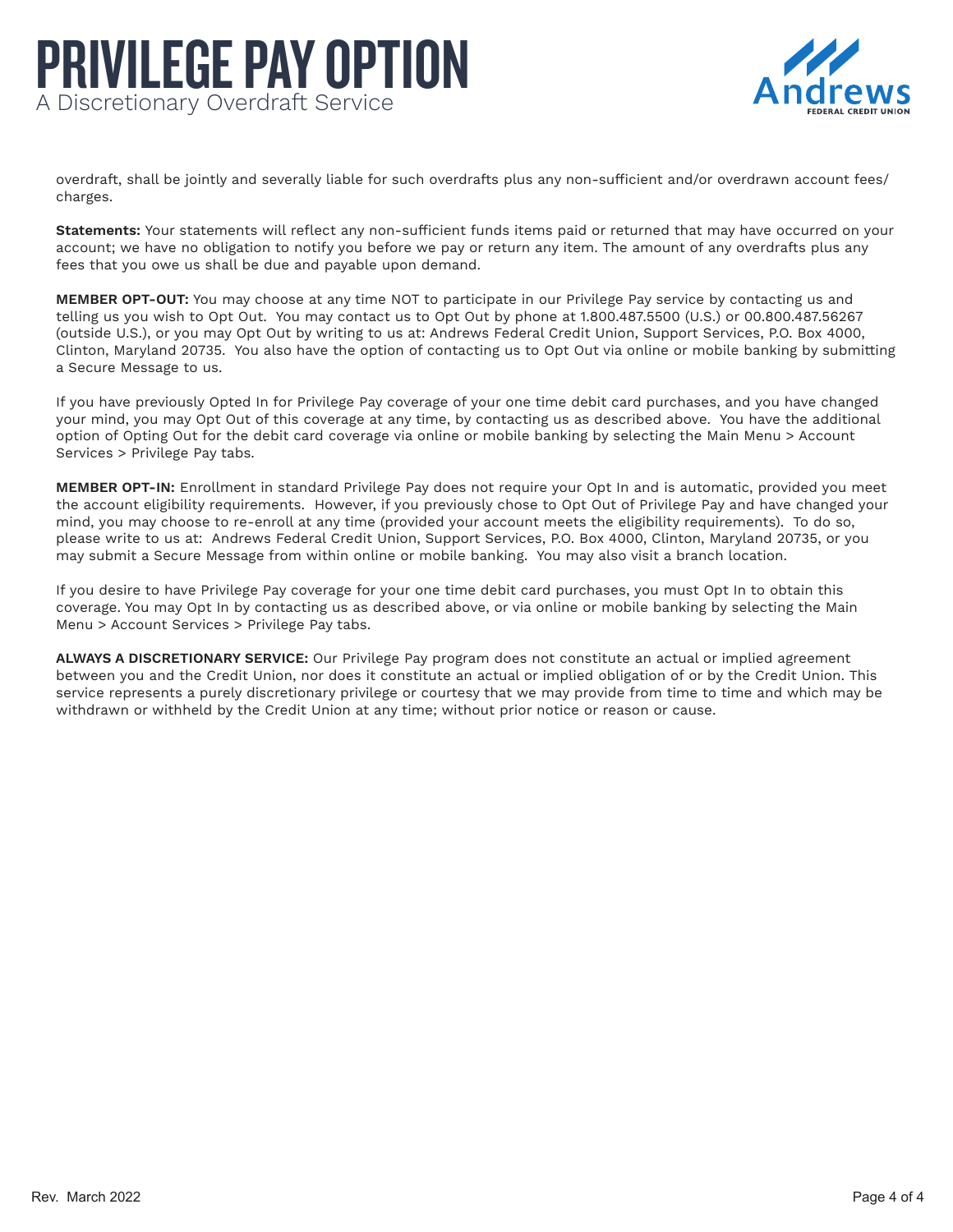overdraft, shall be jointly and severally liable for such overdrafts plus any non-sufficient and/or overdrawn account fees/ charges.

**Statements:** Your statements will reflect any non-sufficient funds items paid or returned that may have occurred on your account; we have no obligation to notify you before we pay or return any item. The amount of any overdrafts plus any fees that you owe us shall be due and payable upon demand.

**MEMBER OPT-OUT:** You may choose at any time NOT to participate in our Privilege Pay service by contacting us and telling us you wish to Opt Out. You may contact us to Opt Out by phone at 1.800.487.5500 (U.S.) or 00.800.487.56267 (outside U.S.), or you may Opt Out by writing to us at: Andrews Federal Credit Union, Support Services, P.O. Box 4000, Clinton, Maryland 20735. You also have the option of contacting us to Opt Out via online or mobile banking by submitting a Secure Message to us.

If you have previously Opted In for Privilege Pay coverage of your one time debit card purchases, and you have changed your mind, you may Opt Out of this coverage at any time, by contacting us as described above. You have the additional option of Opting Out for the debit card coverage via online or mobile banking by selecting the Main Menu > Account Services > Privilege Pay tabs.

**MEMBER OPT-IN:** Enrollment in standard Privilege Pay does not require your Opt In and is automatic, provided you meet the account eligibility requirements. However, if you previously chose to Opt Out of Privilege Pay and have changed your mind, you may choose to re-enroll at any time (provided your account meets the eligibility requirements). To do so, please write to us at: Andrews Federal Credit Union, Support Services, P.O. Box 4000, Clinton, Maryland 20735, or you may submit a Secure Message from within online or mobile banking. You may also visit a branch location.

If you desire to have Privilege Pay coverage for your one time debit card purchases, you must Opt In to obtain this coverage. You may Opt In by contacting us as described above, or via online or mobile banking by selecting the Main Menu > Account Services > Privilege Pay tabs.

**ALWAYS A DISCRETIONARY SERVICE:** Our Privilege Pay program does not constitute an actual or implied agreement between you and the Credit Union, nor does it constitute an actual or implied obligation of or by the Credit Union. This service represents a purely discretionary privilege or courtesy that we may provide from time to time and which may be withdrawn or withheld by the Credit Union at any time; without prior notice or reason or cause.

Rev. March 2022